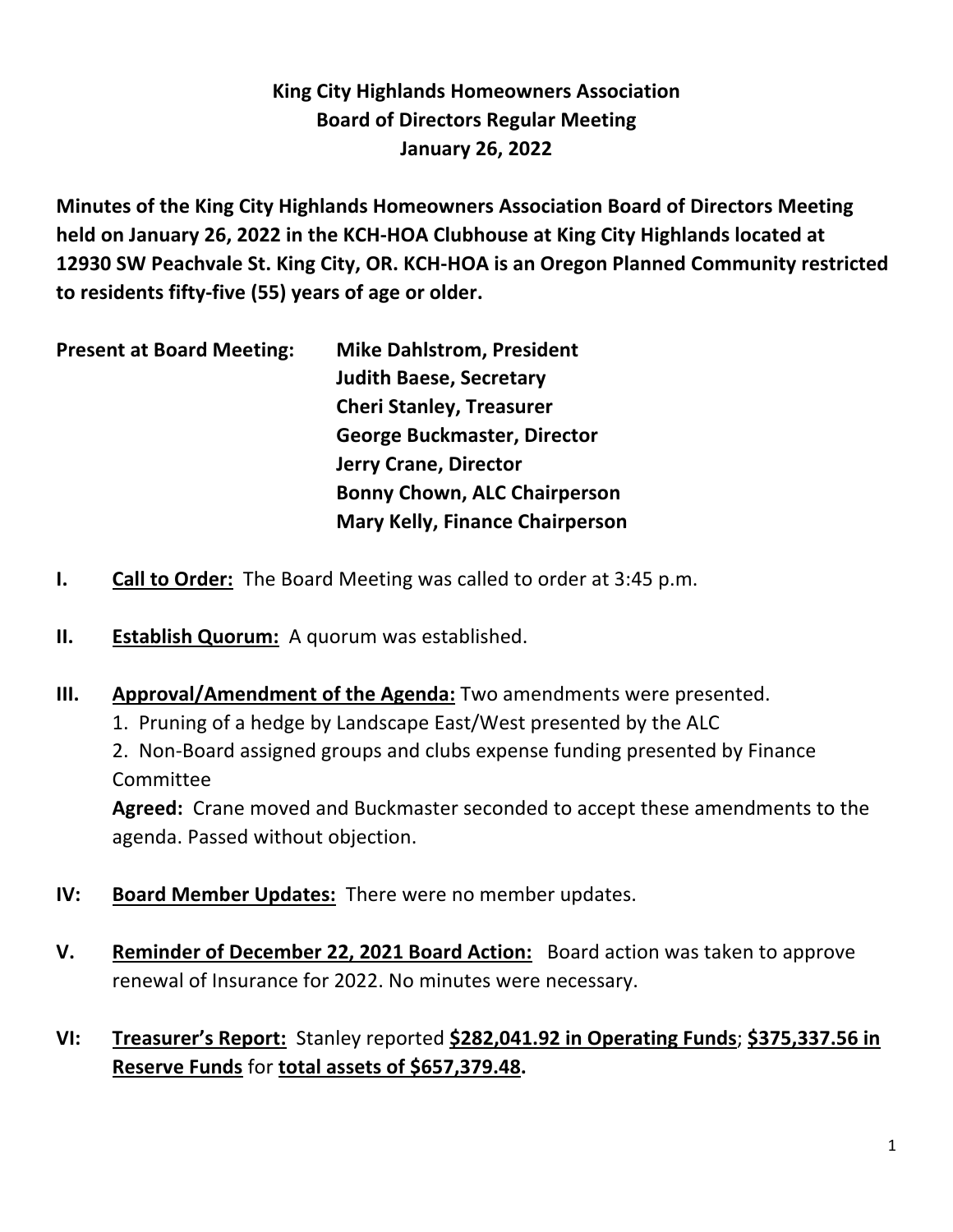# King City Highlands Homeowners Association
## Board of Directors Regular Meeting
### January 26, 2022

**Minutes of the King City Highlands Homeowners Association Board of Directors Meeting held on January 26, 2022 in the KCH-HOA Clubhouse at King City Highlands located at 12930 SW Peachvale St. King City, OR. KCH-HOA is an Oregon Planned Community restricted to residents fifty-five (55) years of age or older.**

**Present at Board Meeting:**
**Mike Dahlstrom, President**
**Judith Baese, Secretary**
**Cheri Stanley, Treasurer**
**George Buckmaster, Director**
**Jerry Crane, Director**
**Bonny Chown, ALC Chairperson**
**Mary Kelly, Finance Chairperson**

**I. <u>Call to Order:</u>** The Board Meeting was called to order at 3:45 p.m.

**II. <u>Establish Quorum:</u>** A quorum was established.

**III. <u>Approval/Amendment of the Agenda:</u>** Two amendments were presented.

1. Pruning of a hedge by Landscape East/West presented by the ALC
2. Non-Board assigned groups and clubs expense funding presented by Finance Committee

**Agreed:** Crane moved and Buckmaster seconded to accept these amendments to the agenda. Passed without objection.

**IV: <u>Board Member Updates:</u>** There were no member updates.

**V. <u>Reminder of December 22, 2021 Board Action:</u>** Board action was taken to approve renewal of Insurance for 2022. No minutes were necessary.

**VI: <u>Treasurer's Report:</u>** Stanley reported **<u>$282,041.92 in Operating Funds</u>**; **<u>$375,337.56 in Reserve Funds</u>** for **<u>total assets of $657,379.48</u>.**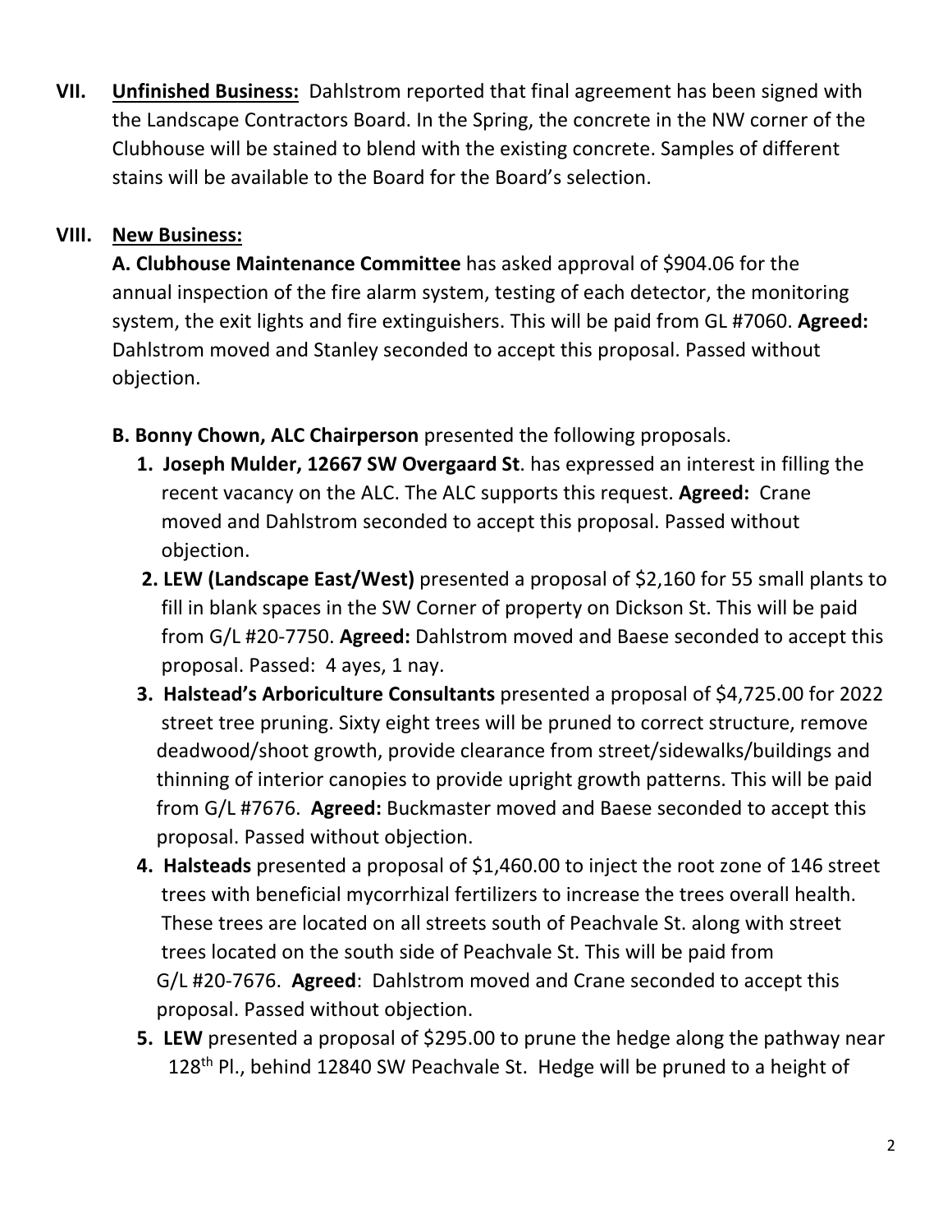**VII. Unfinished Business:** Dahlstrom reported that final agreement has been signed with the Landscape Contractors Board. In the Spring, the concrete in the NW corner of the Clubhouse will be stained to blend with the existing concrete. Samples of different stains will be available to the Board for the Board's selection.

**VIII. New Business:**

**A. Clubhouse Maintenance Committee** has asked approval of $904.06 for the annual inspection of the fire alarm system, testing of each detector, the monitoring system, the exit lights and fire extinguishers. This will be paid from GL #7060. **Agreed:** Dahlstrom moved and Stanley seconded to accept this proposal. Passed without objection.

**B. Bonny Chown, ALC Chairperson** presented the following proposals.

1. **Joseph Mulder, 12667 SW Overgaard St**. has expressed an interest in filling the recent vacancy on the ALC. The ALC supports this request. **Agreed:** Crane moved and Dahlstrom seconded to accept this proposal. Passed without objection.
2. **LEW (Landscape East/West)** presented a proposal of $2,160 for 55 small plants to fill in blank spaces in the SW Corner of property on Dickson St. This will be paid from G/L #20-7750. **Agreed:** Dahlstrom moved and Baese seconded to accept this proposal. Passed: 4 ayes, 1 nay.
3. **Halstead's Arboriculture Consultants** presented a proposal of $4,725.00 for 2022 street tree pruning. Sixty eight trees will be pruned to correct structure, remove deadwood/shoot growth, provide clearance from street/sidewalks/buildings and thinning of interior canopies to provide upright growth patterns. This will be paid from G/L #7676. **Agreed:** Buckmaster moved and Baese seconded to accept this proposal. Passed without objection.
4. **Halsteads** presented a proposal of $1,460.00 to inject the root zone of 146 street trees with beneficial mycorrhizal fertilizers to increase the trees overall health. These trees are located on all streets south of Peachvale St. along with street trees located on the south side of Peachvale St. This will be paid from G/L #20-7676. **Agreed**: Dahlstrom moved and Crane seconded to accept this proposal. Passed without objection.
5. **LEW** presented a proposal of $295.00 to prune the hedge along the pathway near 128th Pl., behind 12840 SW Peachvale St. Hedge will be pruned to a height of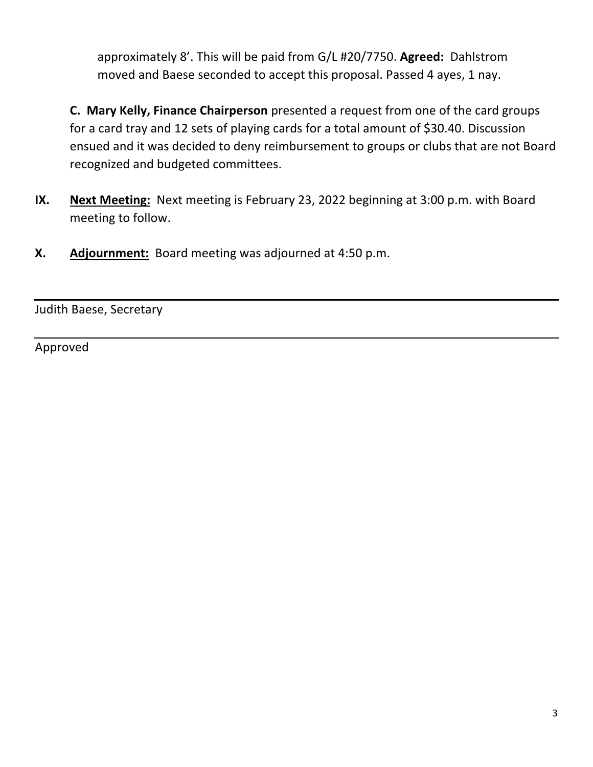approximately 8'. This will be paid from G/L #20/7750. **Agreed:** Dahlstrom moved and Baese seconded to accept this proposal. Passed 4 ayes, 1 nay.

**C. Mary Kelly, Finance Chairperson** presented a request from one of the card groups for a card tray and 12 sets of playing cards for a total amount of $30.40. Discussion ensued and it was decided to deny reimbursement to groups or clubs that are not Board recognized and budgeted committees.

**IX. <u>Next Meeting:</u>** Next meeting is February 23, 2022 beginning at 3:00 p.m. with Board meeting to follow.

**X. <u>Adjournment:</u>** Board meeting was adjourned at 4:50 p.m.

---

Judith Baese, Secretary

---

Approved